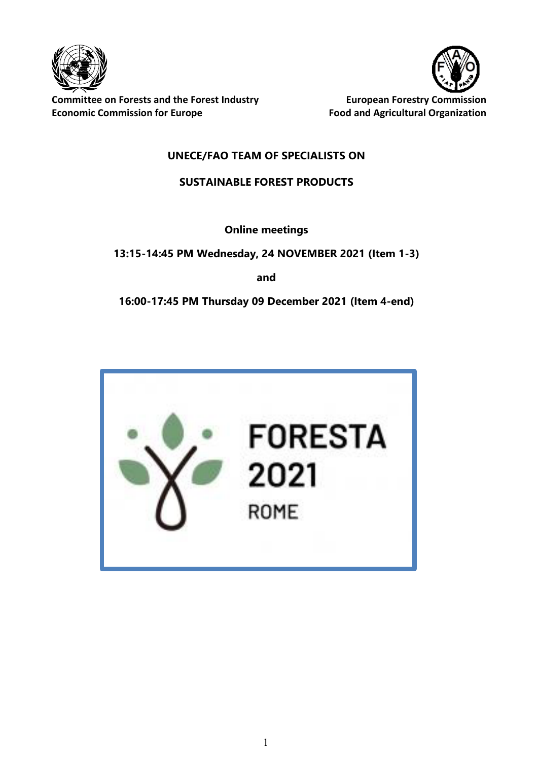**Committee on Forests and the Forest Industry**
**Economic Commission for Europe**

**European Forestry Commission**
**Food and Agricultural Organization**

# UNECE/FAO TEAM OF SPECIALISTS ON SUSTAINABLE FOREST PRODUCTS

**Online meetings**

**13:15-14:45 PM Wednesday, 24 NOVEMBER 2021 (Item 1-3)**

**and**

**16:00-17:45 PM Thursday 09 December 2021 (Item 4-end)**

FORESTA 2021

ROME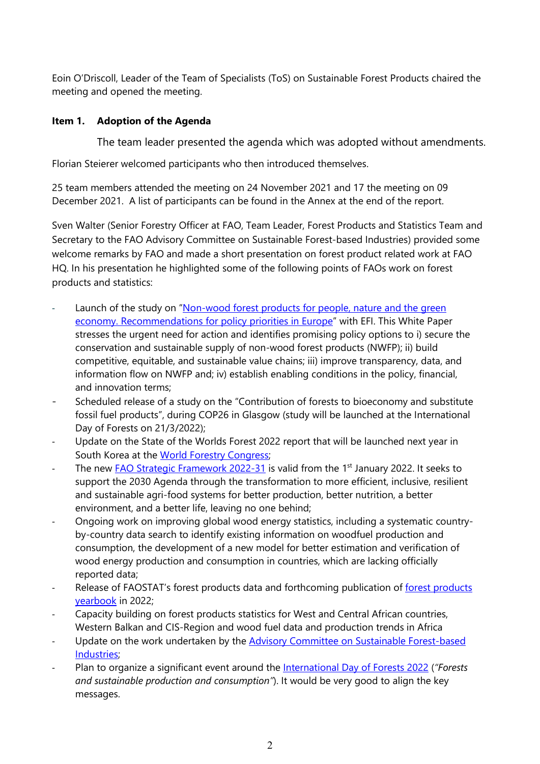Eoin O'Driscoll, Leader of the Team of Specialists (ToS) on Sustainable Forest Products chaired the meeting and opened the meeting.

**Item 1. Adoption of the Agenda**

The team leader presented the agenda which was adopted without amendments.

Florian Steierer welcomed participants who then introduced themselves.

25 team members attended the meeting on 24 November 2021 and 17 the meeting on 09 December 2021. A list of participants can be found in the Annex at the end of the report.

Sven Walter (Senior Forestry Officer at FAO, Team Leader, Forest Products and Statistics Team and Secretary to the FAO Advisory Committee on Sustainable Forest-based Industries) provided some welcome remarks by FAO and made a short presentation on forest product related work at FAO HQ. In his presentation he highlighted some of the following points of FAOs work on forest products and statistics:

- Launch of the study on "Non-wood forest products for people, nature and the green economy. Recommendations for policy priorities in Europe" with EFI. This White Paper stresses the urgent need for action and identifies promising policy options to i) secure the conservation and sustainable supply of non-wood forest products (NWFP); ii) build competitive, equitable, and sustainable value chains; iii) improve transparency, data, and information flow on NWFP and; iv) establish enabling conditions in the policy, financial, and innovation terms;
- Scheduled release of a study on the "Contribution of forests to bioeconomy and substitute fossil fuel products", during COP26 in Glasgow (study will be launched at the International Day of Forests on 21/3/2022);
- Update on the State of the Worlds Forest 2022 report that will be launched next year in South Korea at the World Forestry Congress;
- The new FAO Strategic Framework 2022-31 is valid from the 1st January 2022. It seeks to support the 2030 Agenda through the transformation to more efficient, inclusive, resilient and sustainable agri-food systems for better production, better nutrition, a better environment, and a better life, leaving no one behind;
- Ongoing work on improving global wood energy statistics, including a systematic country-by-country data search to identify existing information on woodfuel production and consumption, the development of a new model for better estimation and verification of wood energy production and consumption in countries, which are lacking officially reported data;
- Release of FAOSTAT's forest products data and forthcoming publication of forest products yearbook in 2022;
- Capacity building on forest products statistics for West and Central African countries, Western Balkan and CIS-Region and wood fuel data and production trends in Africa
- Update on the work undertaken by the Advisory Committee on Sustainable Forest-based Industries;
- Plan to organize a significant event around the International Day of Forests 2022 (*"Forests and sustainable production and consumption"*). It would be very good to align the key messages.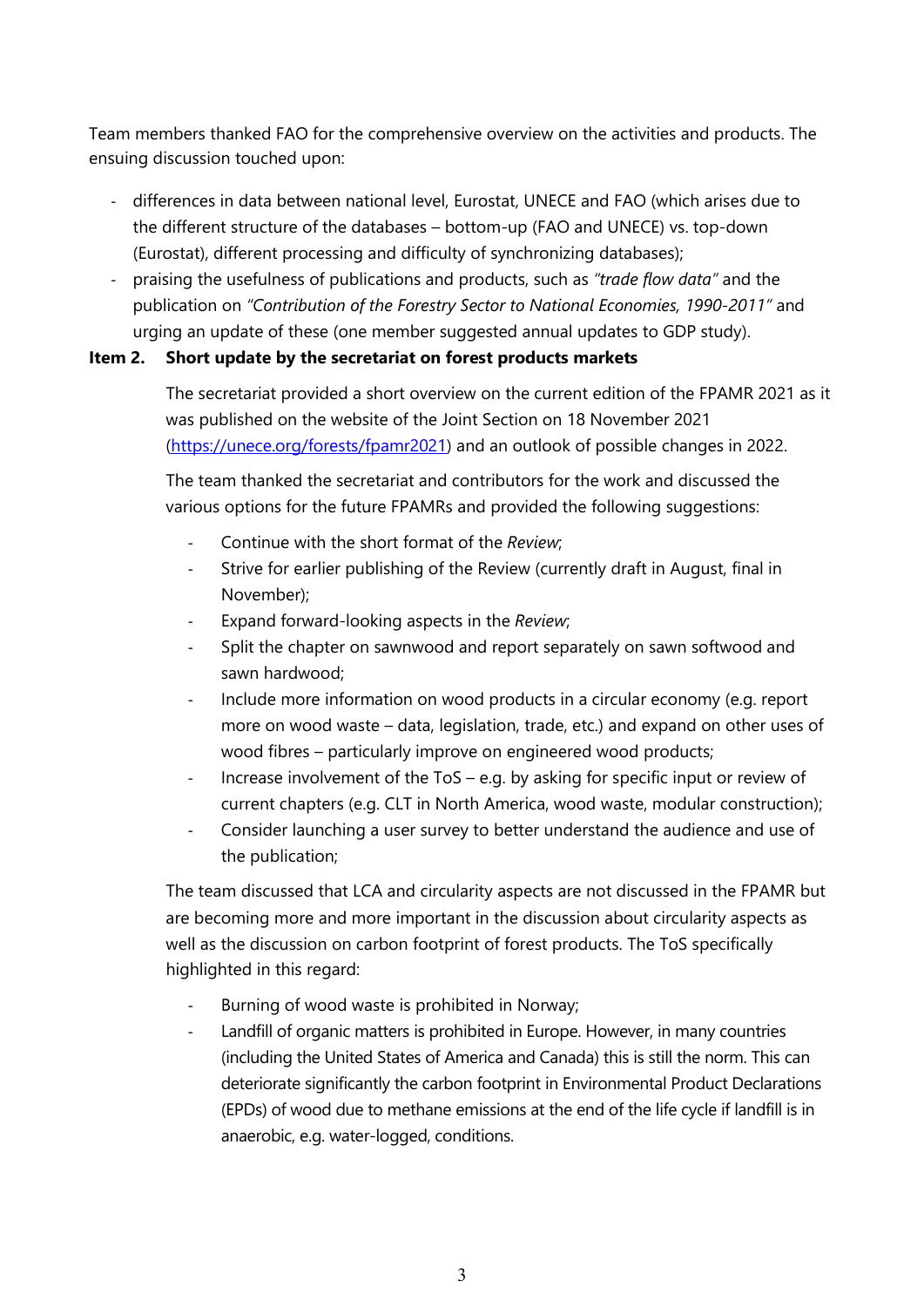Team members thanked FAO for the comprehensive overview on the activities and products. The ensuing discussion touched upon:

- differences in data between national level, Eurostat, UNECE and FAO (which arises due to the different structure of the databases – bottom-up (FAO and UNECE) vs. top-down (Eurostat), different processing and difficulty of synchronizing databases);
- praising the usefulness of publications and products, such as *"trade flow data"* and the publication on *"Contribution of the Forestry Sector to National Economies, 1990-2011"* and urging an update of these (one member suggested annual updates to GDP study).

**Item 2. Short update by the secretariat on forest products markets**

The secretariat provided a short overview on the current edition of the FPAMR 2021 as it was published on the website of the Joint Section on 18 November 2021 (https://unece.org/forests/fpamr2021) and an outlook of possible changes in 2022.

The team thanked the secretariat and contributors for the work and discussed the various options for the future FPAMRs and provided the following suggestions:

- Continue with the short format of the *Review*;
- Strive for earlier publishing of the Review (currently draft in August, final in November);
- Expand forward-looking aspects in the *Review*;
- Split the chapter on sawnwood and report separately on sawn softwood and sawn hardwood;
- Include more information on wood products in a circular economy (e.g. report more on wood waste – data, legislation, trade, etc.) and expand on other uses of wood fibres – particularly improve on engineered wood products;
- Increase involvement of the ToS – e.g. by asking for specific input or review of current chapters (e.g. CLT in North America, wood waste, modular construction);
- Consider launching a user survey to better understand the audience and use of the publication;

The team discussed that LCA and circularity aspects are not discussed in the FPAMR but are becoming more and more important in the discussion about circularity aspects as well as the discussion on carbon footprint of forest products. The ToS specifically highlighted in this regard:

- Burning of wood waste is prohibited in Norway;
- Landfill of organic matters is prohibited in Europe. However, in many countries (including the United States of America and Canada) this is still the norm. This can deteriorate significantly the carbon footprint in Environmental Product Declarations (EPDs) of wood due to methane emissions at the end of the life cycle if landfill is in anaerobic, e.g. water-logged, conditions.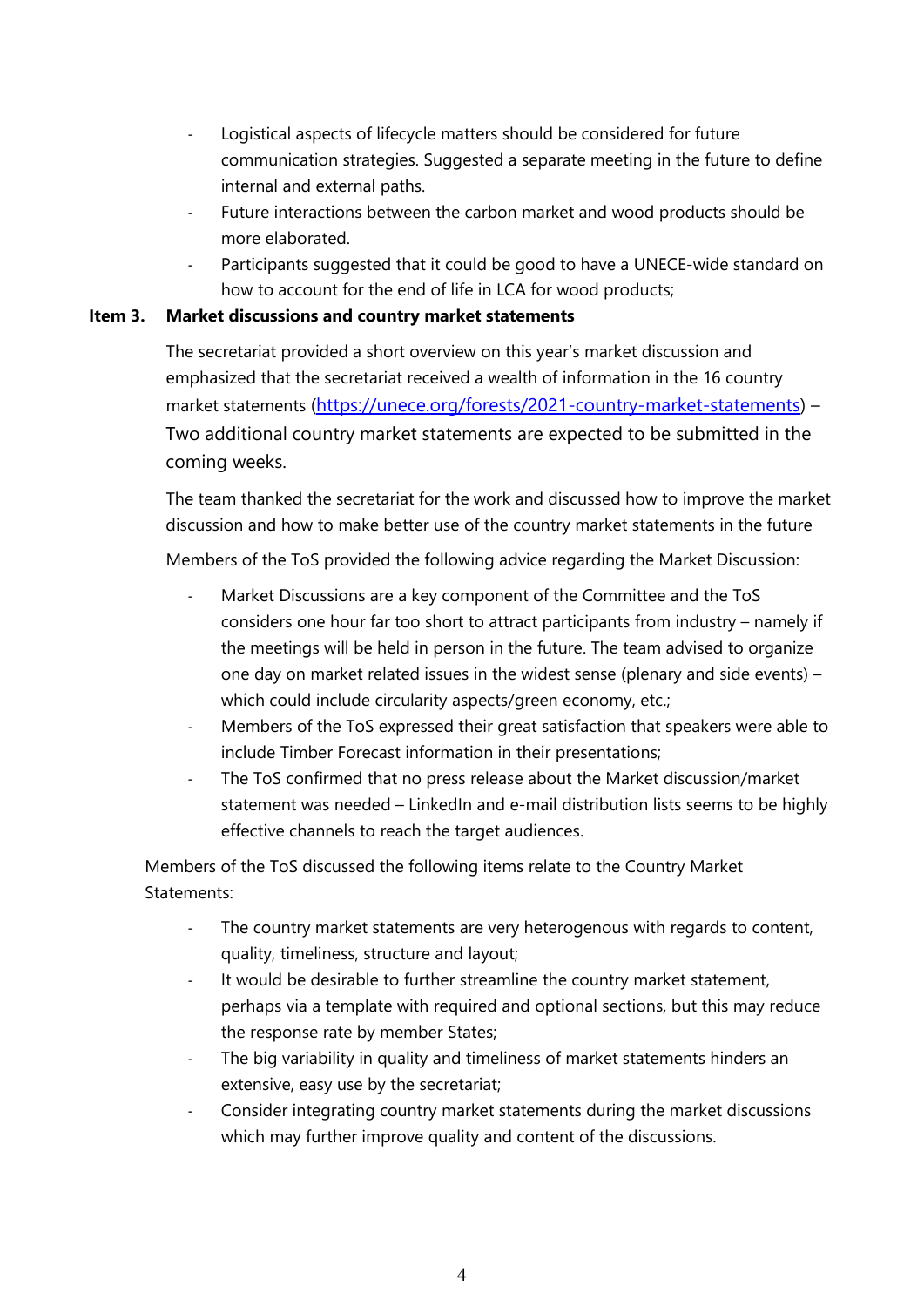- Logistical aspects of lifecycle matters should be considered for future communication strategies. Suggested a separate meeting in the future to define internal and external paths.
- Future interactions between the carbon market and wood products should be more elaborated.
- Participants suggested that it could be good to have a UNECE-wide standard on how to account for the end of life in LCA for wood products;

**Item 3. Market discussions and country market statements**

The secretariat provided a short overview on this year's market discussion and emphasized that the secretariat received a wealth of information in the 16 country market statements (https://unece.org/forests/2021-country-market-statements) – Two additional country market statements are expected to be submitted in the coming weeks.

The team thanked the secretariat for the work and discussed how to improve the market discussion and how to make better use of the country market statements in the future

Members of the ToS provided the following advice regarding the Market Discussion:

- Market Discussions are a key component of the Committee and the ToS considers one hour far too short to attract participants from industry – namely if the meetings will be held in person in the future. The team advised to organize one day on market related issues in the widest sense (plenary and side events) – which could include circularity aspects/green economy, etc.;
- Members of the ToS expressed their great satisfaction that speakers were able to include Timber Forecast information in their presentations;
- The ToS confirmed that no press release about the Market discussion/market statement was needed – LinkedIn and e-mail distribution lists seems to be highly effective channels to reach the target audiences.

Members of the ToS discussed the following items relate to the Country Market Statements:

- The country market statements are very heterogenous with regards to content, quality, timeliness, structure and layout;
- It would be desirable to further streamline the country market statement, perhaps via a template with required and optional sections, but this may reduce the response rate by member States;
- The big variability in quality and timeliness of market statements hinders an extensive, easy use by the secretariat;
- Consider integrating country market statements during the market discussions which may further improve quality and content of the discussions.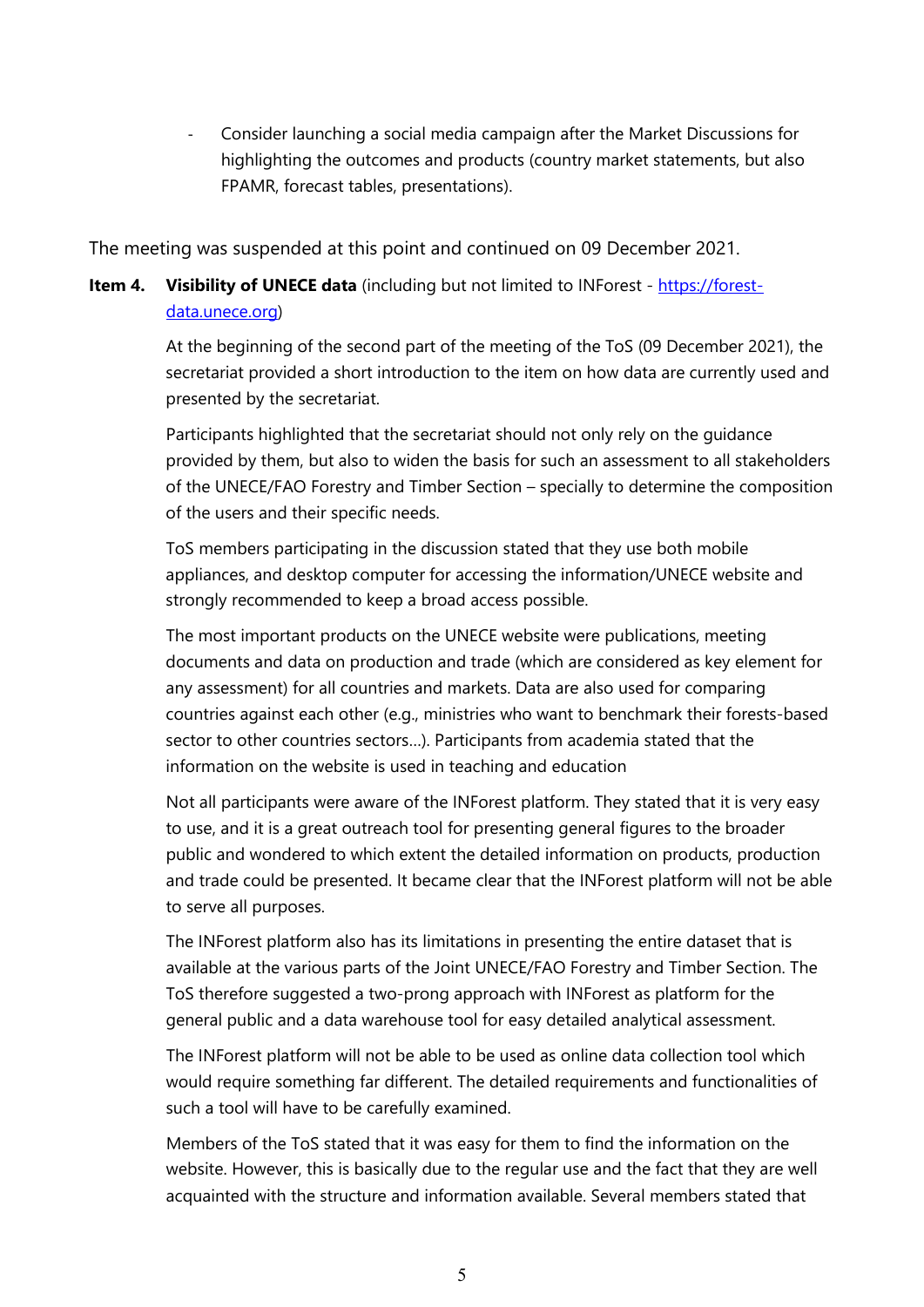- Consider launching a social media campaign after the Market Discussions for highlighting the outcomes and products (country market statements, but also FPAMR, forecast tables, presentations).

The meeting was suspended at this point and continued on 09 December 2021.

**Item 4. Visibility of UNECE data** (including but not limited to INForest - [https://forest-data.unece.org](https://forest-data.unece.org))

At the beginning of the second part of the meeting of the ToS (09 December 2021), the secretariat provided a short introduction to the item on how data are currently used and presented by the secretariat.

Participants highlighted that the secretariat should not only rely on the guidance provided by them, but also to widen the basis for such an assessment to all stakeholders of the UNECE/FAO Forestry and Timber Section – specially to determine the composition of the users and their specific needs.

ToS members participating in the discussion stated that they use both mobile appliances, and desktop computer for accessing the information/UNECE website and strongly recommended to keep a broad access possible.

The most important products on the UNECE website were publications, meeting documents and data on production and trade (which are considered as key element for any assessment) for all countries and markets. Data are also used for comparing countries against each other (e.g., ministries who want to benchmark their forests-based sector to other countries sectors…). Participants from academia stated that the information on the website is used in teaching and education

Not all participants were aware of the INForest platform. They stated that it is very easy to use, and it is a great outreach tool for presenting general figures to the broader public and wondered to which extent the detailed information on products, production and trade could be presented. It became clear that the INForest platform will not be able to serve all purposes.

The INForest platform also has its limitations in presenting the entire dataset that is available at the various parts of the Joint UNECE/FAO Forestry and Timber Section. The ToS therefore suggested a two-prong approach with INForest as platform for the general public and a data warehouse tool for easy detailed analytical assessment.

The INForest platform will not be able to be used as online data collection tool which would require something far different. The detailed requirements and functionalities of such a tool will have to be carefully examined.

Members of the ToS stated that it was easy for them to find the information on the website. However, this is basically due to the regular use and the fact that they are well acquainted with the structure and information available. Several members stated that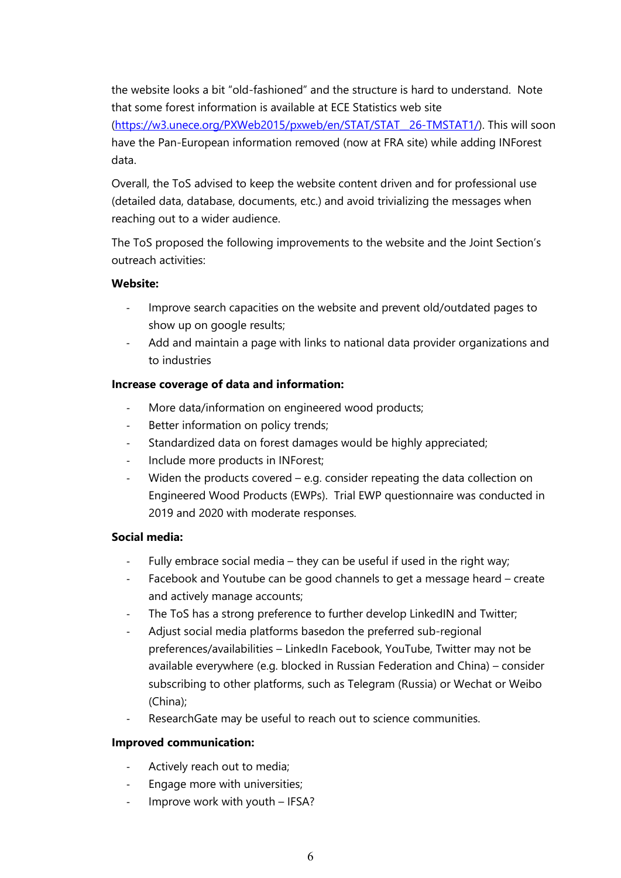the website looks a bit "old-fashioned" and the structure is hard to understand. Note that some forest information is available at ECE Statistics web site (https://w3.unece.org/PXWeb2015/pxweb/en/STAT/STAT__26-TMSTAT1/). This will soon have the Pan-European information removed (now at FRA site) while adding INForest data.

Overall, the ToS advised to keep the website content driven and for professional use (detailed data, database, documents, etc.) and avoid trivializing the messages when reaching out to a wider audience.

The ToS proposed the following improvements to the website and the Joint Section's outreach activities:

**Website:**

- Improve search capacities on the website and prevent old/outdated pages to show up on google results;
- Add and maintain a page with links to national data provider organizations and to industries

**Increase coverage of data and information:**

- More data/information on engineered wood products;
- Better information on policy trends;
- Standardized data on forest damages would be highly appreciated;
- Include more products in INForest;
- Widen the products covered – e.g. consider repeating the data collection on Engineered Wood Products (EWPs). Trial EWP questionnaire was conducted in 2019 and 2020 with moderate responses.

**Social media:**

- Fully embrace social media – they can be useful if used in the right way;
- Facebook and Youtube can be good channels to get a message heard – create and actively manage accounts;
- The ToS has a strong preference to further develop LinkedIN and Twitter;
- Adjust social media platforms basedon the preferred sub-regional preferences/availabilities – LinkedIn Facebook, YouTube, Twitter may not be available everywhere (e.g. blocked in Russian Federation and China) – consider subscribing to other platforms, such as Telegram (Russia) or Wechat or Weibo (China);
- ResearchGate may be useful to reach out to science communities.

**Improved communication:**

- Actively reach out to media;
- Engage more with universities;
- Improve work with youth – IFSA?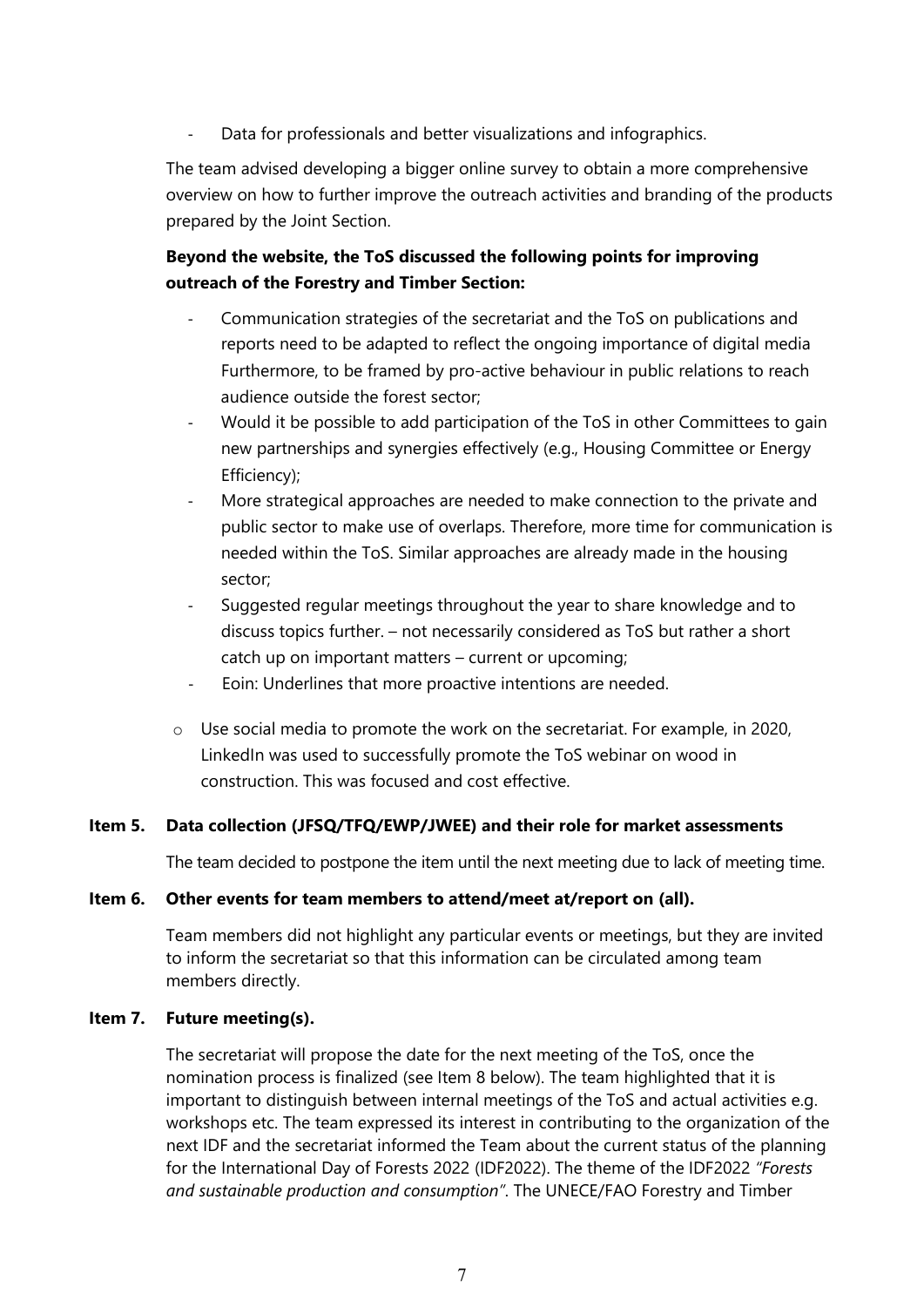- Data for professionals and better visualizations and infographics.

The team advised developing a bigger online survey to obtain a more comprehensive overview on how to further improve the outreach activities and branding of the products prepared by the Joint Section.

**Beyond the website, the ToS discussed the following points for improving outreach of the Forestry and Timber Section:**

- Communication strategies of the secretariat and the ToS on publications and reports need to be adapted to reflect the ongoing importance of digital media Furthermore, to be framed by pro-active behaviour in public relations to reach audience outside the forest sector;
- Would it be possible to add participation of the ToS in other Committees to gain new partnerships and synergies effectively (e.g., Housing Committee or Energy Efficiency);
- More strategical approaches are needed to make connection to the private and public sector to make use of overlaps. Therefore, more time for communication is needed within the ToS. Similar approaches are already made in the housing sector;
- Suggested regular meetings throughout the year to share knowledge and to discuss topics further. – not necessarily considered as ToS but rather a short catch up on important matters – current or upcoming;
- Eoin: Underlines that more proactive intentions are needed.

  - Use social media to promote the work on the secretariat. For example, in 2020, LinkedIn was used to successfully promote the ToS webinar on wood in construction. This was focused and cost effective.

**Item 5. Data collection (JFSQ/TFQ/EWP/JWEE) and their role for market assessments**

The team decided to postpone the item until the next meeting due to lack of meeting time.

**Item 6. Other events for team members to attend/meet at/report on (all).**

Team members did not highlight any particular events or meetings, but they are invited to inform the secretariat so that this information can be circulated among team members directly.

**Item 7. Future meeting(s).**

The secretariat will propose the date for the next meeting of the ToS, once the nomination process is finalized (see Item 8 below). The team highlighted that it is important to distinguish between internal meetings of the ToS and actual activities e.g. workshops etc. The team expressed its interest in contributing to the organization of the next IDF and the secretariat informed the Team about the current status of the planning for the International Day of Forests 2022 (IDF2022). The theme of the IDF2022 *"Forests and sustainable production and consumption"*. The UNECE/FAO Forestry and Timber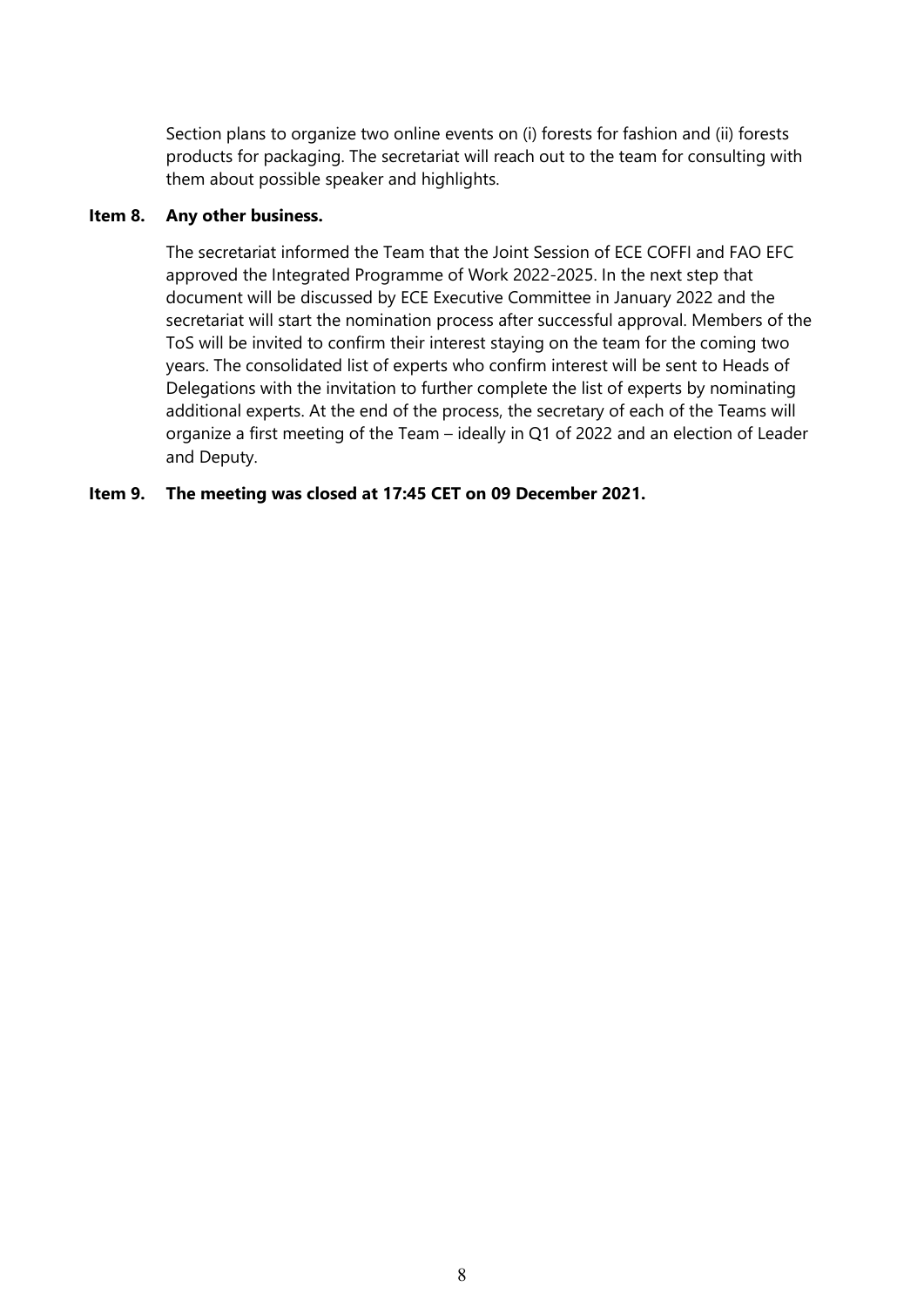Section plans to organize two online events on (i) forests for fashion and (ii) forests products for packaging. The secretariat will reach out to the team for consulting with them about possible speaker and highlights.

**Item 8. Any other business.**

The secretariat informed the Team that the Joint Session of ECE COFFI and FAO EFC approved the Integrated Programme of Work 2022-2025. In the next step that document will be discussed by ECE Executive Committee in January 2022 and the secretariat will start the nomination process after successful approval. Members of the ToS will be invited to confirm their interest staying on the team for the coming two years. The consolidated list of experts who confirm interest will be sent to Heads of Delegations with the invitation to further complete the list of experts by nominating additional experts. At the end of the process, the secretary of each of the Teams will organize a first meeting of the Team – ideally in Q1 of 2022 and an election of Leader and Deputy.

**Item 9. The meeting was closed at 17:45 CET on 09 December 2021.**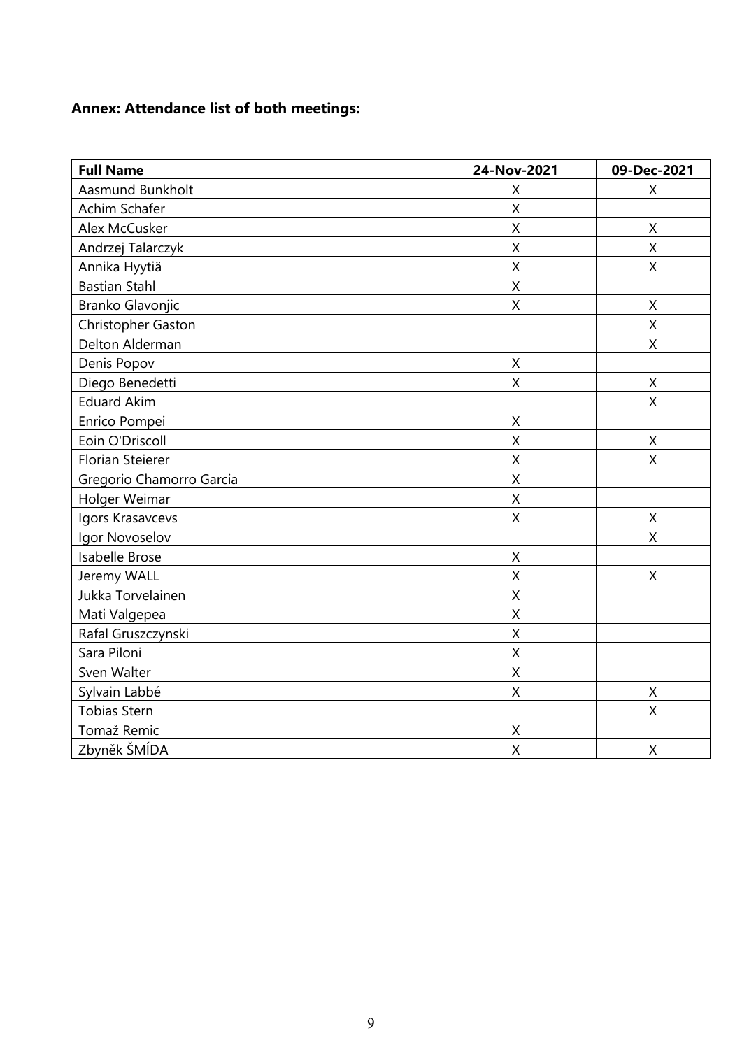**Annex: Attendance list of both meetings:**

| Full Name | 24-Nov-2021 | 09-Dec-2021 |
|---|---|---|
| Aasmund Bunkholt | X | X |
| Achim Schafer | X | |
| Alex McCusker | X | X |
| Andrzej Talarczyk | X | X |
| Annika Hyytiä | X | X |
| Bastian Stahl | X | |
| Branko Glavonjic | X | X |
| Christopher Gaston | | X |
| Delton Alderman | | X |
| Denis Popov | X | |
| Diego Benedetti | X | X |
| Eduard Akim | | X |
| Enrico Pompei | X | |
| Eoin O'Driscoll | X | X |
| Florian Steierer | X | X |
| Gregorio Chamorro Garcia | X | |
| Holger Weimar | X | |
| Igors Krasavcevs | X | X |
| Igor Novoselov | | X |
| Isabelle Brose | X | |
| Jeremy WALL | X | X |
| Jukka Torvelainen | X | |
| Mati Valgepea | X | |
| Rafal Gruszczynski | X | |
| Sara Piloni | X | |
| Sven Walter | X | |
| Sylvain Labbé | X | X |
| Tobias Stern | | X |
| Tomaž Remic | X | |
| Zbyněk ŠMÍDA | X | X |